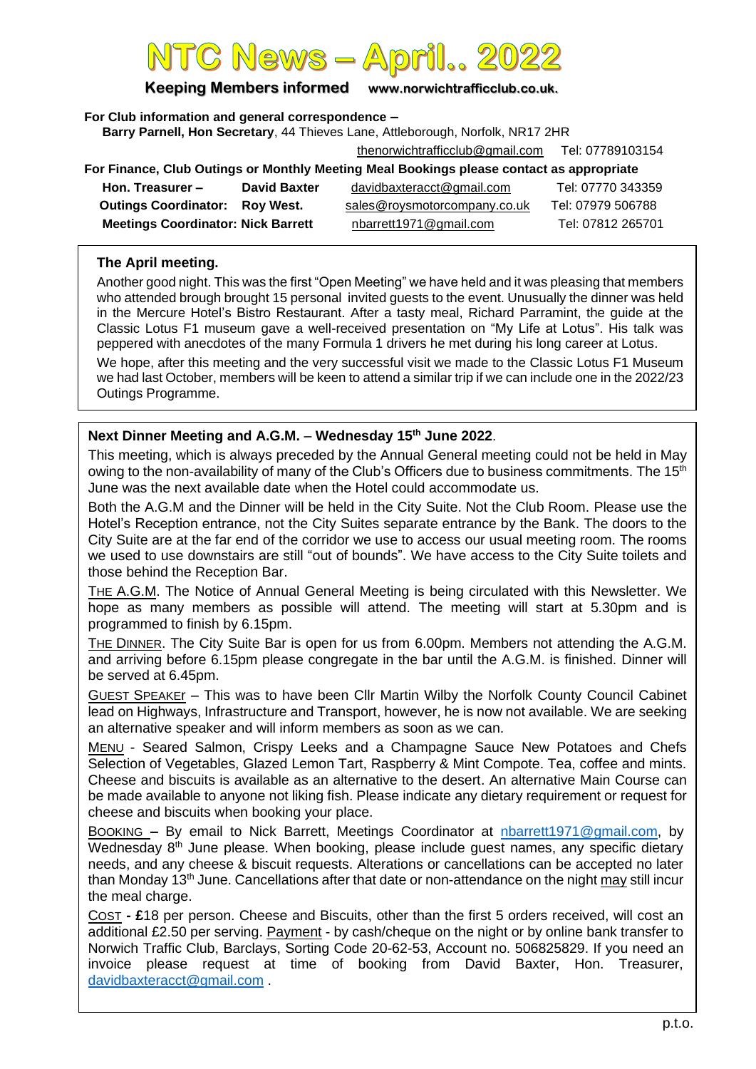# NTC News – April.. 2022

**Keeping Members informed** www.norwichtrafficclub.co.uk.

**For Club information and general correspondence –**
**Barry Parnell, Hon Secretary**, 44 Thieves Lane, Attleborough, Norfolk, NR17 2HR
thenorwichtrafficclub@gmail.com Tel: 07789103154

**For Finance, Club Outings or Monthly Meeting Meal Bookings please contact as appropriate**

| | | | |
|---|---|---|---|
| **Hon. Treasurer –** | **David Baxter** | davidbaxteracct@gmail.com | Tel: 07770 343359 |
| **Outings Coordinator:** | **Roy West.** | sales@roysmotorcompany.co.uk | Tel: 07979 506788 |
| **Meetings Coordinator:** | **Nick Barrett** | nbarrett1971@gmail.com | Tel: 07812 265701 |

## The April meeting.

Another good night. This was the first "Open Meeting" we have held and it was pleasing that members who attended brough brought 15 personal invited guests to the event. Unusually the dinner was held in the Mercure Hotel's Bistro Restaurant. After a tasty meal, Richard Parramint, the guide at the Classic Lotus F1 museum gave a well-received presentation on "My Life at Lotus". His talk was peppered with anecdotes of the many Formula 1 drivers he met during his long career at Lotus.

We hope, after this meeting and the very successful visit we made to the Classic Lotus F1 Museum we had last October, members will be keen to attend a similar trip if we can include one in the 2022/23 Outings Programme.

## Next Dinner Meeting and A.G.M. – Wednesday 15th June 2022.

This meeting, which is always preceded by the Annual General meeting could not be held in May owing to the non-availability of many of the Club's Officers due to business commitments. The 15th June was the next available date when the Hotel could accommodate us.

Both the A.G.M and the Dinner will be held in the City Suite. Not the Club Room. Please use the Hotel's Reception entrance, not the City Suites separate entrance by the Bank. The doors to the City Suite are at the far end of the corridor we use to access our usual meeting room. The rooms we used to use downstairs are still "out of bounds". We have access to the City Suite toilets and those behind the Reception Bar.

THE A.G.M. The Notice of Annual General Meeting is being circulated with this Newsletter. We hope as many members as possible will attend. The meeting will start at 5.30pm and is programmed to finish by 6.15pm.

THE DINNER. The City Suite Bar is open for us from 6.00pm. Members not attending the A.G.M. and arriving before 6.15pm please congregate in the bar until the A.G.M. is finished. Dinner will be served at 6.45pm.

GUEST SPEAKER – This was to have been Cllr Martin Wilby the Norfolk County Council Cabinet lead on Highways, Infrastructure and Transport, however, he is now not available. We are seeking an alternative speaker and will inform members as soon as we can.

MENU - Seared Salmon, Crispy Leeks and a Champagne Sauce New Potatoes and Chefs Selection of Vegetables, Glazed Lemon Tart, Raspberry & Mint Compote. Tea, coffee and mints. Cheese and biscuits is available as an alternative to the desert. An alternative Main Course can be made available to anyone not liking fish. Please indicate any dietary requirement or request for cheese and biscuits when booking your place.

BOOKING – By email to Nick Barrett, Meetings Coordinator at nbarrett1971@gmail.com, by Wednesday 8th June please. When booking, please include guest names, any specific dietary needs, and any cheese & biscuit requests. Alterations or cancellations can be accepted no later than Monday 13th June. Cancellations after that date or non-attendance on the night may still incur the meal charge.

COST - £18 per person. Cheese and Biscuits, other than the first 5 orders received, will cost an additional £2.50 per serving. Payment - by cash/cheque on the night or by online bank transfer to Norwich Traffic Club, Barclays, Sorting Code 20-62-53, Account no. 506825829. If you need an invoice please request at time of booking from David Baxter, Hon. Treasurer, davidbaxteracct@gmail.com .

p.t.o.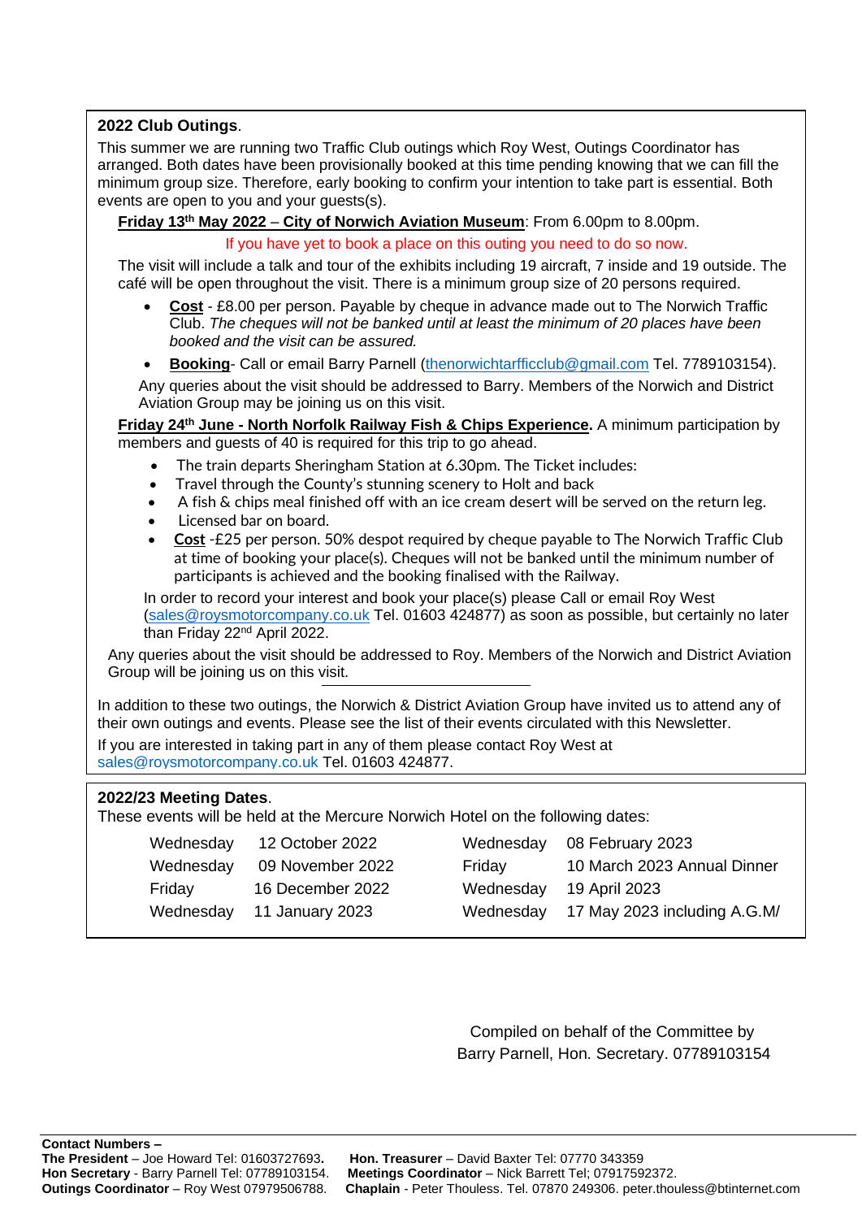## 2022 Club Outings.

This summer we are running two Traffic Club outings which Roy West, Outings Coordinator has arranged. Both dates have been provisionally booked at this time pending knowing that we can fill the minimum group size. Therefore, early booking to confirm your intention to take part is essential. Both events are open to you and your guests(s).

**Friday 13th May 2022 – City of Norwich Aviation Museum**: From 6.00pm to 8.00pm.

If you have yet to book a place on this outing you need to do so now.

The visit will include a talk and tour of the exhibits including 19 aircraft, 7 inside and 19 outside. The café will be open throughout the visit. There is a minimum group size of 20 persons required.

- **Cost** - £8.00 per person. Payable by cheque in advance made out to The Norwich Traffic Club. *The cheques will not be banked until at least the minimum of 20 places have been booked and the visit can be assured.*
- **Booking**- Call or email Barry Parnell (thenorwichtarfficclub@gmail.com Tel. 7789103154).

Any queries about the visit should be addressed to Barry. Members of the Norwich and District Aviation Group may be joining us on this visit.

**Friday 24th June - North Norfolk Railway Fish & Chips Experience.** A minimum participation by members and guests of 40 is required for this trip to go ahead.

- The train departs Sheringham Station at 6.30pm. The Ticket includes:
- Travel through the County's stunning scenery to Holt and back
- A fish & chips meal finished off with an ice cream desert will be served on the return leg.
- Licensed bar on board.
- **Cost** -£25 per person. 50% despot required by cheque payable to The Norwich Traffic Club at time of booking your place(s). Cheques will not be banked until the minimum number of participants is achieved and the booking finalised with the Railway.

In order to record your interest and book your place(s) please Call or email Roy West (sales@roysmotorcompany.co.uk Tel. 01603 424877) as soon as possible, but certainly no later than Friday 22nd April 2022.

Any queries about the visit should be addressed to Roy. Members of the Norwich and District Aviation Group will be joining us on this visit.

---

In addition to these two outings, the Norwich & District Aviation Group have invited us to attend any of their own outings and events. Please see the list of their events circulated with this Newsletter.

If you are interested in taking part in any of them please contact Roy West at sales@roysmotorcompany.co.uk Tel. 01603 424877.

## 2022/23 Meeting Dates.

These events will be held at the Mercure Norwich Hotel on the following dates:

| | | | |
|---|---|---|---|
| Wednesday | 12 October 2022 | Wednesday | 08 February 2023 |
| Wednesday | 09 November 2022 | Friday | 10 March 2023 Annual Dinner |
| Friday | 16 December 2022 | Wednesday | 19 April 2023 |
| Wednesday | 11 January 2023 | Wednesday | 17 May 2023 including A.G.M/ |

Compiled on behalf of the Committee by
Barry Parnell, Hon. Secretary. 07789103154

**Contact Numbers –**
**The President** – Joe Howard Tel: 01603727693.
**Hon Secretary** - Barry Parnell Tel: 07789103154.
**Outings Coordinator** – Roy West 07979506788.
**Hon. Treasurer** – David Baxter Tel: 07770 343359
**Meetings Coordinator** – Nick Barrett Tel; 07917592372.
**Chaplain** - Peter Thouless. Tel. 07870 249306. peter.thouless@btinternet.com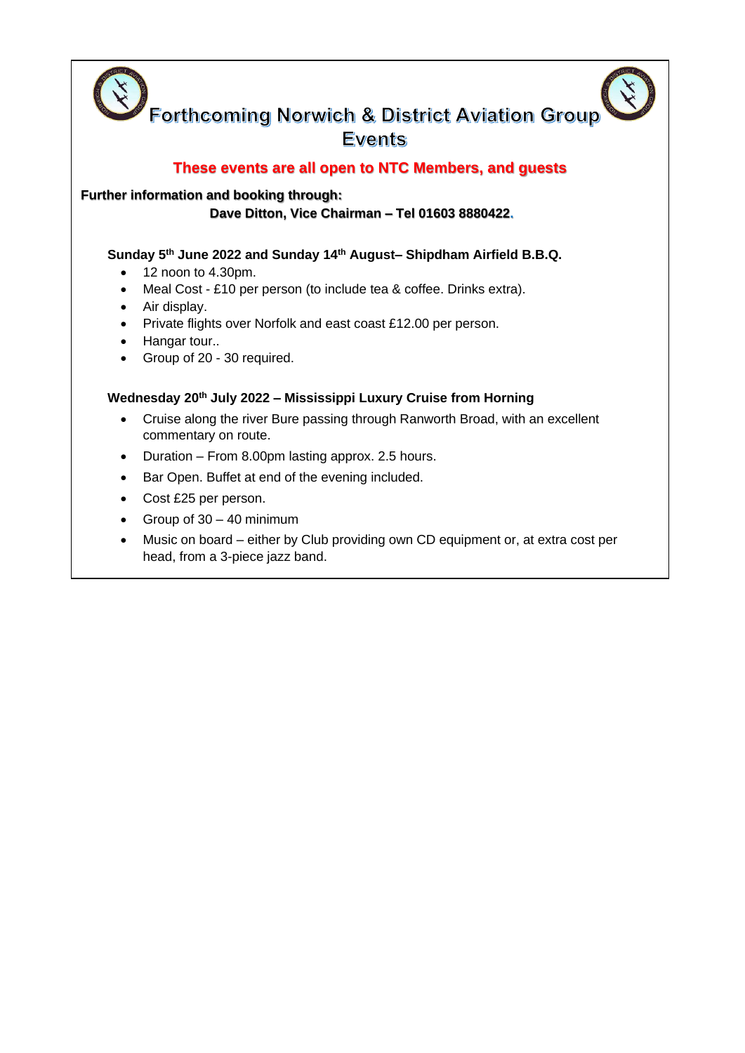# Forthcoming Norwich & District Aviation Group Events

**These events are all open to NTC Members, and guests**

**Further information and booking through:**
**Dave Ditton, Vice Chairman – Tel 01603 8880422.**

**Sunday 5th June 2022 and Sunday 14th August– Shipdham Airfield B.B.Q.**

- 12 noon to 4.30pm.
- Meal Cost - £10 per person (to include tea & coffee. Drinks extra).
- Air display.
- Private flights over Norfolk and east coast £12.00 per person.
- Hangar tour..
- Group of 20 - 30 required.

**Wednesday 20th July 2022 – Mississippi Luxury Cruise from Horning**

- Cruise along the river Bure passing through Ranworth Broad, with an excellent commentary on route.
- Duration – From 8.00pm lasting approx. 2.5 hours.
- Bar Open. Buffet at end of the evening included.
- Cost £25 per person.
- Group of 30 – 40 minimum
- Music on board – either by Club providing own CD equipment or, at extra cost per head, from a 3-piece jazz band.